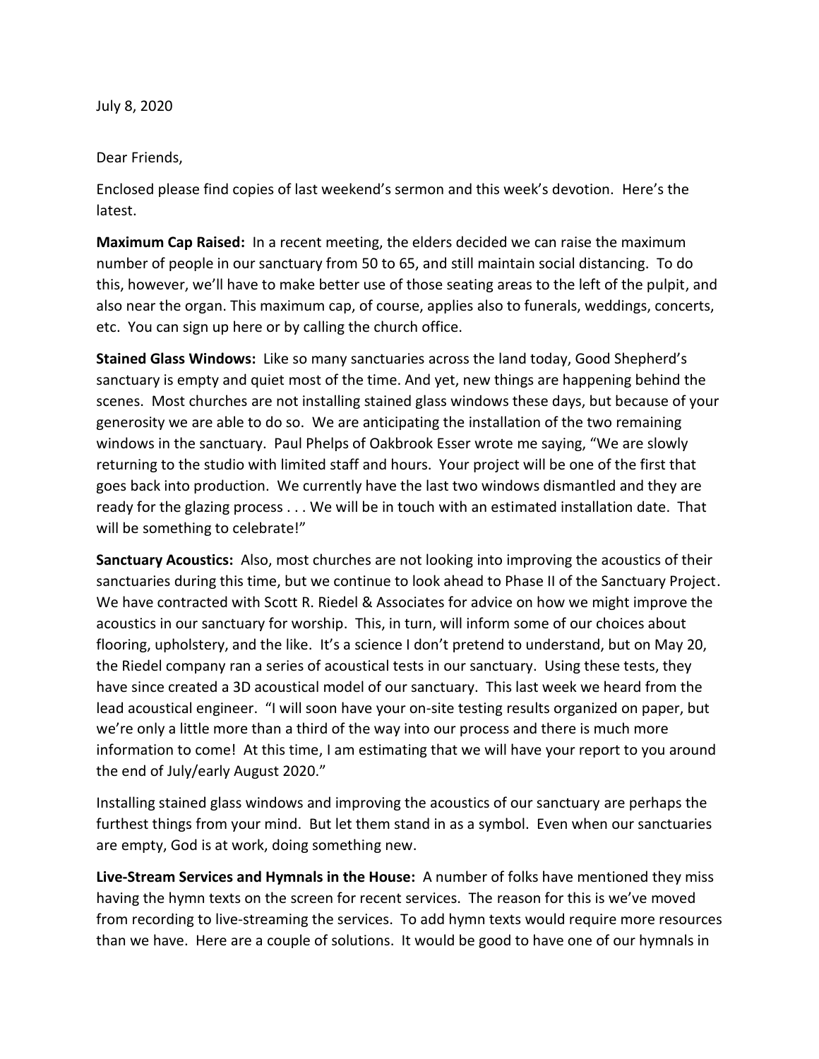July 8, 2020

Dear Friends,

Enclosed please find copies of last weekend's sermon and this week's devotion. Here's the latest.

**Maximum Cap Raised:** In a recent meeting, the elders decided we can raise the maximum number of people in our sanctuary from 50 to 65, and still maintain social distancing. To do this, however, we'll have to make better use of those seating areas to the left of the pulpit, and also near the organ. This maximum cap, of course, applies also to funerals, weddings, concerts, etc. You can sign up here or by calling the church office.

**Stained Glass Windows:** Like so many sanctuaries across the land today, Good Shepherd's sanctuary is empty and quiet most of the time. And yet, new things are happening behind the scenes. Most churches are not installing stained glass windows these days, but because of your generosity we are able to do so. We are anticipating the installation of the two remaining windows in the sanctuary. Paul Phelps of Oakbrook Esser wrote me saying, "We are slowly returning to the studio with limited staff and hours. Your project will be one of the first that goes back into production. We currently have the last two windows dismantled and they are ready for the glazing process . . . We will be in touch with an estimated installation date. That will be something to celebrate!"

**Sanctuary Acoustics:** Also, most churches are not looking into improving the acoustics of their sanctuaries during this time, but we continue to look ahead to Phase II of the Sanctuary Project. We have contracted with Scott R. Riedel & Associates for advice on how we might improve the acoustics in our sanctuary for worship. This, in turn, will inform some of our choices about flooring, upholstery, and the like. It's a science I don't pretend to understand, but on May 20, the Riedel company ran a series of acoustical tests in our sanctuary. Using these tests, they have since created a 3D acoustical model of our sanctuary. This last week we heard from the lead acoustical engineer. "I will soon have your on-site testing results organized on paper, but we're only a little more than a third of the way into our process and there is much more information to come! At this time, I am estimating that we will have your report to you around the end of July/early August 2020."

Installing stained glass windows and improving the acoustics of our sanctuary are perhaps the furthest things from your mind. But let them stand in as a symbol. Even when our sanctuaries are empty, God is at work, doing something new.

**Live-Stream Services and Hymnals in the House:** A number of folks have mentioned they miss having the hymn texts on the screen for recent services. The reason for this is we've moved from recording to live-streaming the services. To add hymn texts would require more resources than we have. Here are a couple of solutions. It would be good to have one of our hymnals in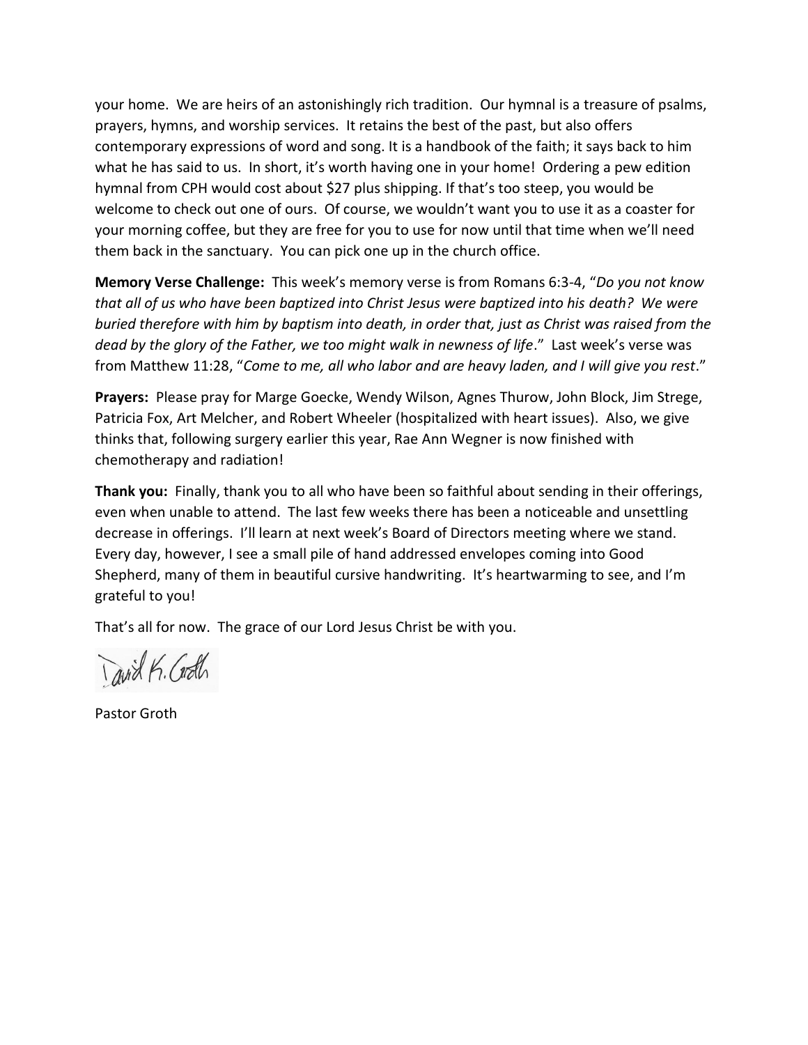your home. We are heirs of an astonishingly rich tradition. Our hymnal is a treasure of psalms, prayers, hymns, and worship services. It retains the best of the past, but also offers contemporary expressions of word and song. It is a handbook of the faith; it says back to him what he has said to us. In short, it's worth having one in your home! Ordering a pew edition hymnal from CPH would cost about $27 plus shipping. If that's too steep, you would be welcome to check out one of ours. Of course, we wouldn't want you to use it as a coaster for your morning coffee, but they are free for you to use for now until that time when we'll need them back in the sanctuary. You can pick one up in the church office.

**Memory Verse Challenge:** This week's memory verse is from Romans 6:3-4, "*Do you not know that all of us who have been baptized into Christ Jesus were baptized into his death? We were buried therefore with him by baptism into death, in order that, just as Christ was raised from the dead by the glory of the Father, we too might walk in newness of life*." Last week's verse was from Matthew 11:28, "*Come to me, all who labor and are heavy laden, and I will give you rest*."

**Prayers:** Please pray for Marge Goecke, Wendy Wilson, Agnes Thurow, John Block, Jim Strege, Patricia Fox, Art Melcher, and Robert Wheeler (hospitalized with heart issues). Also, we give thinks that, following surgery earlier this year, Rae Ann Wegner is now finished with chemotherapy and radiation!

**Thank you:** Finally, thank you to all who have been so faithful about sending in their offerings, even when unable to attend. The last few weeks there has been a noticeable and unsettling decrease in offerings. I'll learn at next week's Board of Directors meeting where we stand. Every day, however, I see a small pile of hand addressed envelopes coming into Good Shepherd, many of them in beautiful cursive handwriting. It's heartwarming to see, and I'm grateful to you!

That's all for now. The grace of our Lord Jesus Christ be with you.

David K. Groth

Pastor Groth